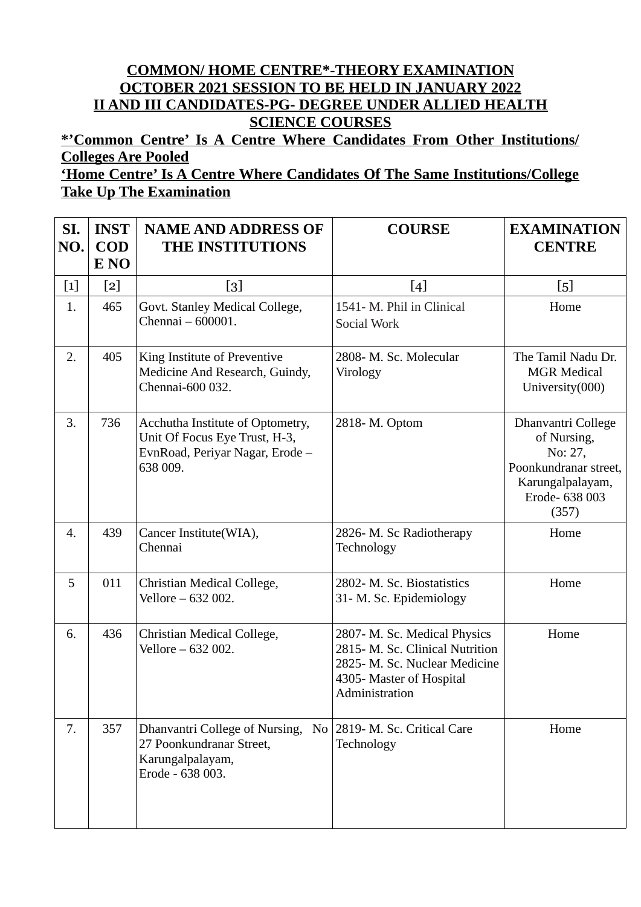## COMMON/ HOME CENTRE*-THEORY EXAMINATION OCTOBER 2021 SESSION TO BE HELD IN JANUARY 2022 II AND III CANDIDATES-PG- DEGREE UNDER ALLIED HEALTH SCIENCE COURSES

**\*'Common Centre' Is A Centre Where Candidates From Other Institutions/ Colleges Are Pooled**

**'Home Centre' Is A Centre Where Candidates Of The Same Institutions/College Take Up The Examination**

| SI. NO. | INST CODE NO | NAME AND ADDRESS OF THE INSTITUTIONS | COURSE | EXAMINATION CENTRE |
|---|---|---|---|---|
| [1] | [2] | [3] | [4] | [5] |
| 1. | 465 | Govt. Stanley Medical College, Chennai – 600001. | 1541- M. Phil in Clinical Social Work | Home |
| 2. | 405 | King Institute of Preventive Medicine And Research, Guindy, Chennai-600 032. | 2808- M. Sc. Molecular Virology | The Tamil Nadu Dr. MGR Medical University(000) |
| 3. | 736 | Acchutha Institute of Optometry, Unit Of Focus Eye Trust, H-3, EvnRoad, Periyar Nagar, Erode – 638 009. | 2818- M. Optom | Dhanvantri College of Nursing, No: 27, Poonkundranar street, Karungalpalayam, Erode- 638 003 (357) |
| 4. | 439 | Cancer Institute(WIA), Chennai | 2826- M. Sc Radiotherapy Technology | Home |
| 5 | 011 | Christian Medical College, Vellore – 632 002. | 2802- M. Sc. Biostatistics<br>31- M. Sc. Epidemiology | Home |
| 6. | 436 | Christian Medical College, Vellore – 632 002. | 2807- M. Sc. Medical Physics<br>2815- M. Sc. Clinical Nutrition<br>2825- M. Sc. Nuclear Medicine<br>4305- Master of Hospital Administration | Home |
| 7. | 357 | Dhanvantri College of Nursing, No 27 Poonkundranar Street, Karungalpalayam, Erode - 638 003. | 2819- M. Sc. Critical Care Technology | Home |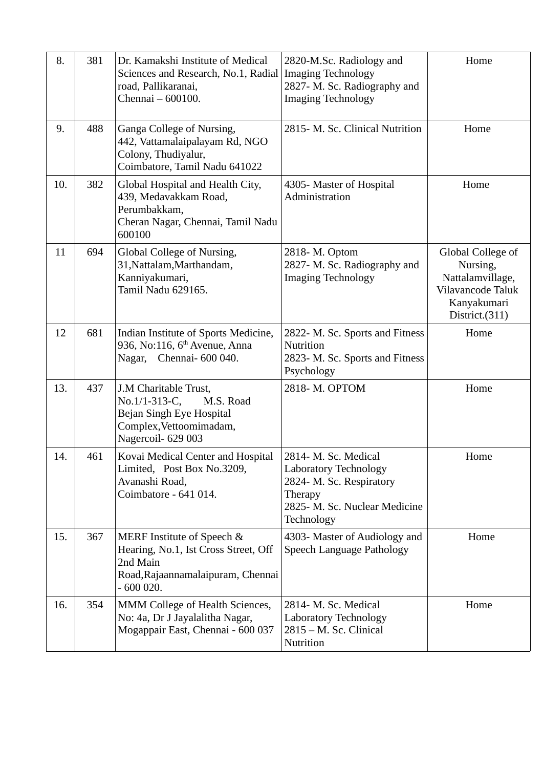| | | | | |
|---|---|---|---|---|
| 8. | 381 | Dr. Kamakshi Institute of Medical Sciences and Research, No.1, Radial road, Pallikaranai, Chennai – 600100. | 2820-M.Sc. Radiology and Imaging Technology<br>2827- M. Sc. Radiography and Imaging Technology | Home |
| 9. | 488 | Ganga College of Nursing, 442, Vattamalaipalayam Rd, NGO Colony, Thudiyalur, Coimbatore, Tamil Nadu 641022 | 2815- M. Sc. Clinical Nutrition | Home |
| 10. | 382 | Global Hospital and Health City, 439, Medavakkam Road, Perumbakkam, Cheran Nagar, Chennai, Tamil Nadu 600100 | 4305- Master of Hospital Administration | Home |
| 11 | 694 | Global College of Nursing, 31,Nattalam,Marthandam, Kanniyakumari, Tamil Nadu 629165. | 2818- M. Optom<br>2827- M. Sc. Radiography and Imaging Technology | Global College of Nursing, Nattalamvillage, Vilavancode Taluk Kanyakumari District.(311) |
| 12 | 681 | Indian Institute of Sports Medicine, 936, No:116, 6th Avenue, Anna Nagar, Chennai- 600 040. | 2822- M. Sc. Sports and Fitness Nutrition<br>2823- M. Sc. Sports and Fitness Psychology | Home |
| 13. | 437 | J.M Charitable Trust, No.1/1-313-C, M.S. Road Bejan Singh Eye Hospital Complex,Vettoomimadam, Nagercoil- 629 003 | 2818- M. OPTOM | Home |
| 14. | 461 | Kovai Medical Center and Hospital Limited, Post Box No.3209, Avanashi Road, Coimbatore - 641 014. | 2814- M. Sc. Medical Laboratory Technology<br>2824- M. Sc. Respiratory Therapy<br>2825- M. Sc. Nuclear Medicine Technology | Home |
| 15. | 367 | MERF Institute of Speech & Hearing, No.1, Ist Cross Street, Off 2nd Main Road,Rajaannamalaipuram, Chennai - 600 020. | 4303- Master of Audiology and Speech Language Pathology | Home |
| 16. | 354 | MMM College of Health Sciences, No: 4a, Dr J Jayalalitha Nagar, Mogappair East, Chennai - 600 037 | 2814- M. Sc. Medical Laboratory Technology<br>2815 – M. Sc. Clinical Nutrition | Home |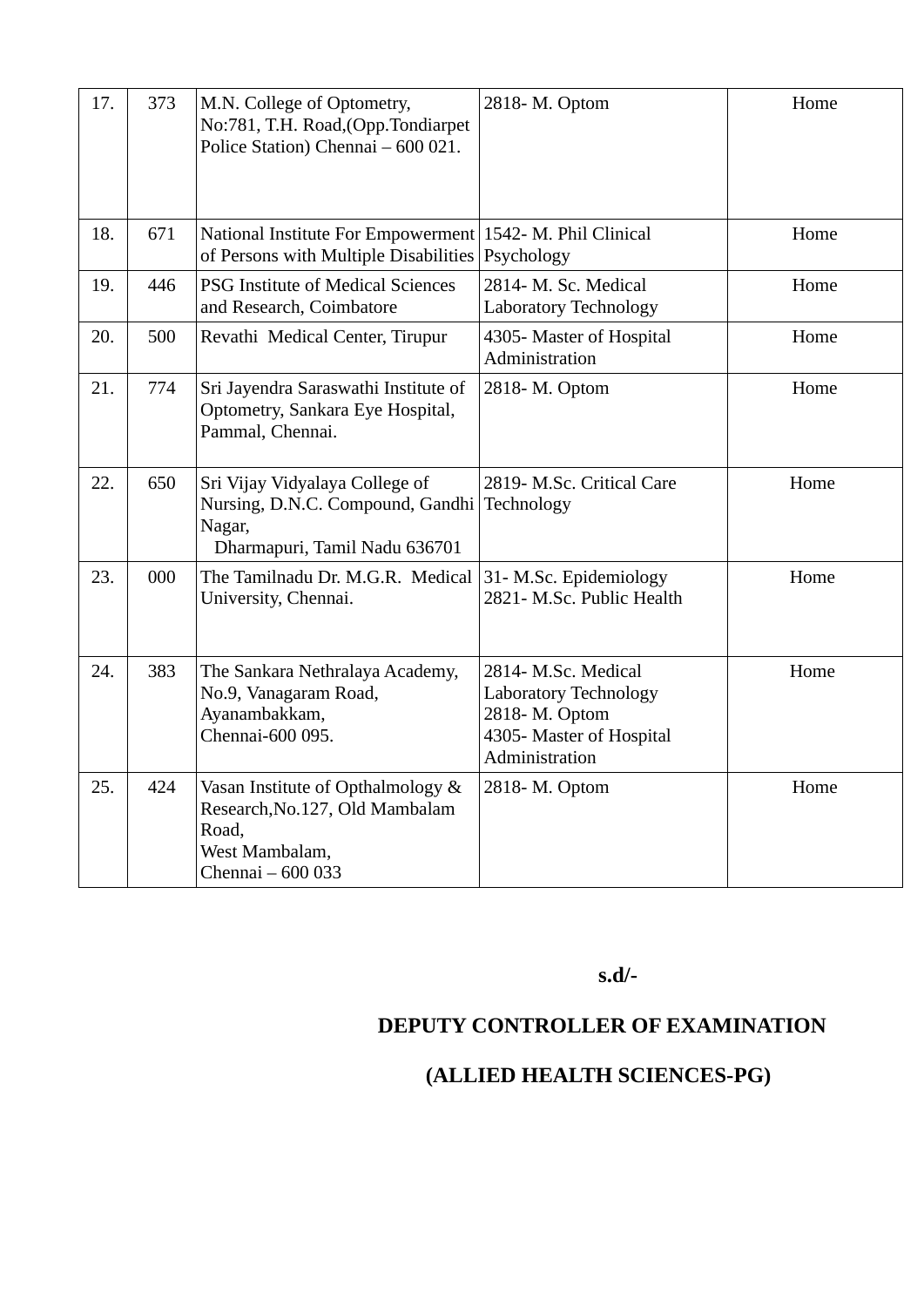| | | | | |
|---|---|---|---|---|
| 17. | 373 | M.N. College of Optometry, No:781, T.H. Road,(Opp.Tondiarpet Police Station) Chennai – 600 021. | 2818- M. Optom | Home |
| 18. | 671 | National Institute For Empowerment of Persons with Multiple Disabilities | 1542- M. Phil Clinical Psychology | Home |
| 19. | 446 | PSG Institute of Medical Sciences and Research, Coimbatore | 2814- M. Sc. Medical Laboratory Technology | Home |
| 20. | 500 | Revathi Medical Center, Tirupur | 4305- Master of Hospital Administration | Home |
| 21. | 774 | Sri Jayendra Saraswathi Institute of Optometry, Sankara Eye Hospital, Pammal, Chennai. | 2818- M. Optom | Home |
| 22. | 650 | Sri Vijay Vidyalaya College of Nursing, D.N.C. Compound, Gandhi Nagar, Dharmapuri, Tamil Nadu 636701 | 2819- M.Sc. Critical Care Technology | Home |
| 23. | 000 | The Tamilnadu Dr. M.G.R. Medical University, Chennai. | 31- M.Sc. Epidemiology<br>2821- M.Sc. Public Health | Home |
| 24. | 383 | The Sankara Nethralaya Academy, No.9, Vanagaram Road, Ayanambakkam, Chennai-600 095. | 2814- M.Sc. Medical Laboratory Technology<br>2818- M. Optom<br>4305- Master of Hospital Administration | Home |
| 25. | 424 | Vasan Institute of Opthalmology & Research,No.127, Old Mambalam Road, West Mambalam, Chennai – 600 033 | 2818- M. Optom | Home |

**s.d/-**

**DEPUTY CONTROLLER OF EXAMINATION**

**(ALLIED HEALTH SCIENCES-PG)**